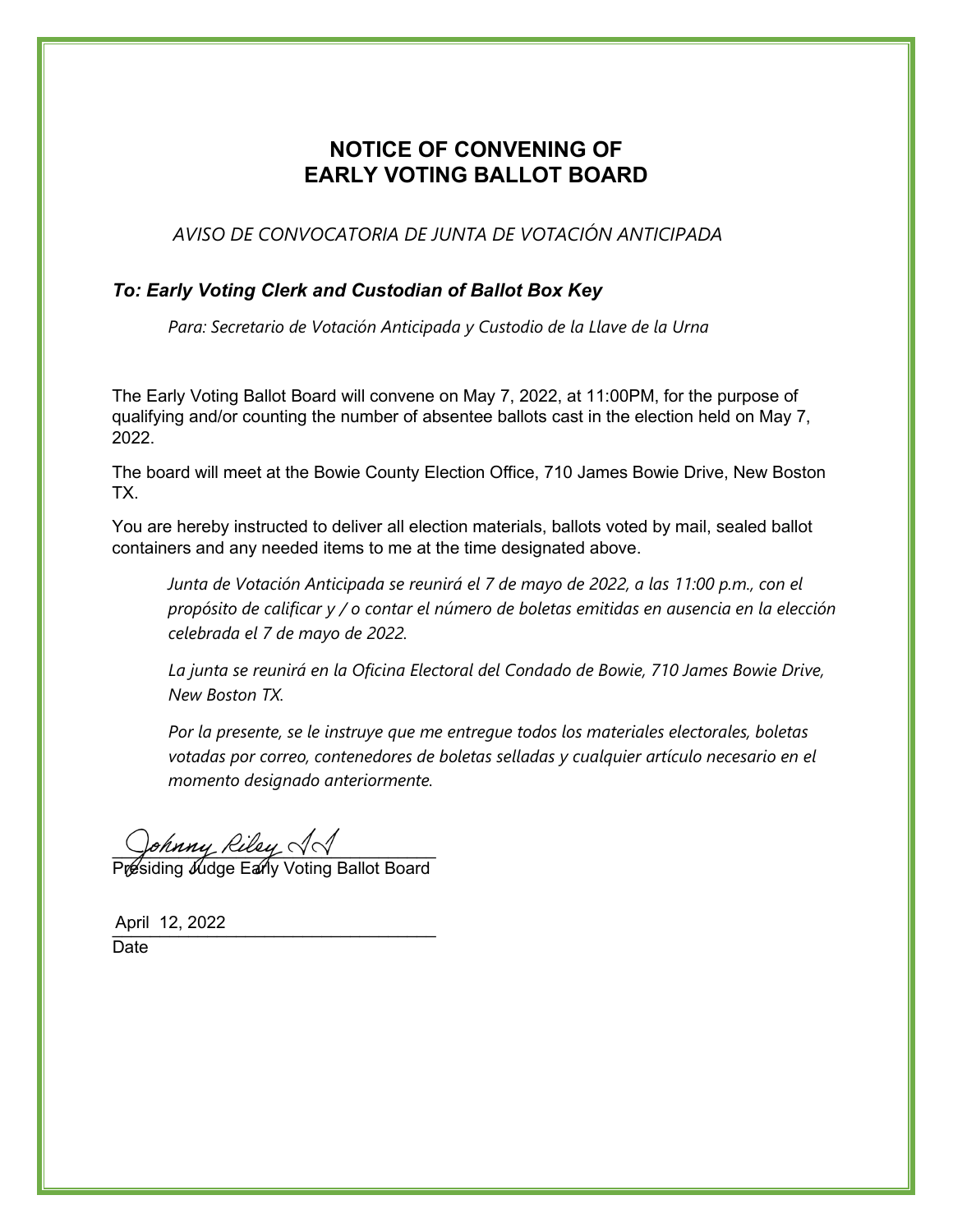# NOTICE OF CONVENING OF EARLY VOTING BALLOT BOARD

*AVISO DE CONVOCATORIA DE JUNTA DE VOTACIÓN ANTICIPADA*

***To: Early Voting Clerk and Custodian of Ballot Box Key***

*Para: Secretario de Votación Anticipada y Custodio de la Llave de la Urna*

The Early Voting Ballot Board will convene on May 7, 2022, at 11:00PM, for the purpose of qualifying and/or counting the number of absentee ballots cast in the election held on May 7, 2022.

The board will meet at the Bowie County Election Office, 710 James Bowie Drive, New Boston TX.

You are hereby instructed to deliver all election materials, ballots voted by mail, sealed ballot containers and any needed items to me at the time designated above.

*Junta de Votación Anticipada se reunirá el 7 de mayo de 2022, a las 11:00 p.m., con el propósito de calificar y / o contar el número de boletas emitidas en ausencia en la elección celebrada el 7 de mayo de 2022.*

*La junta se reunirá en la Oficina Electoral del Condado de Bowie, 710 James Bowie Drive, New Boston TX.*

*Por la presente, se le instruye que me entregue todos los materiales electorales, boletas votadas por correo, contenedores de boletas selladas y cualquier artículo necesario en el momento designado anteriormente.*

Johnny Riley II

Presiding Judge Early Voting Ballot Board

April 12, 2022

Date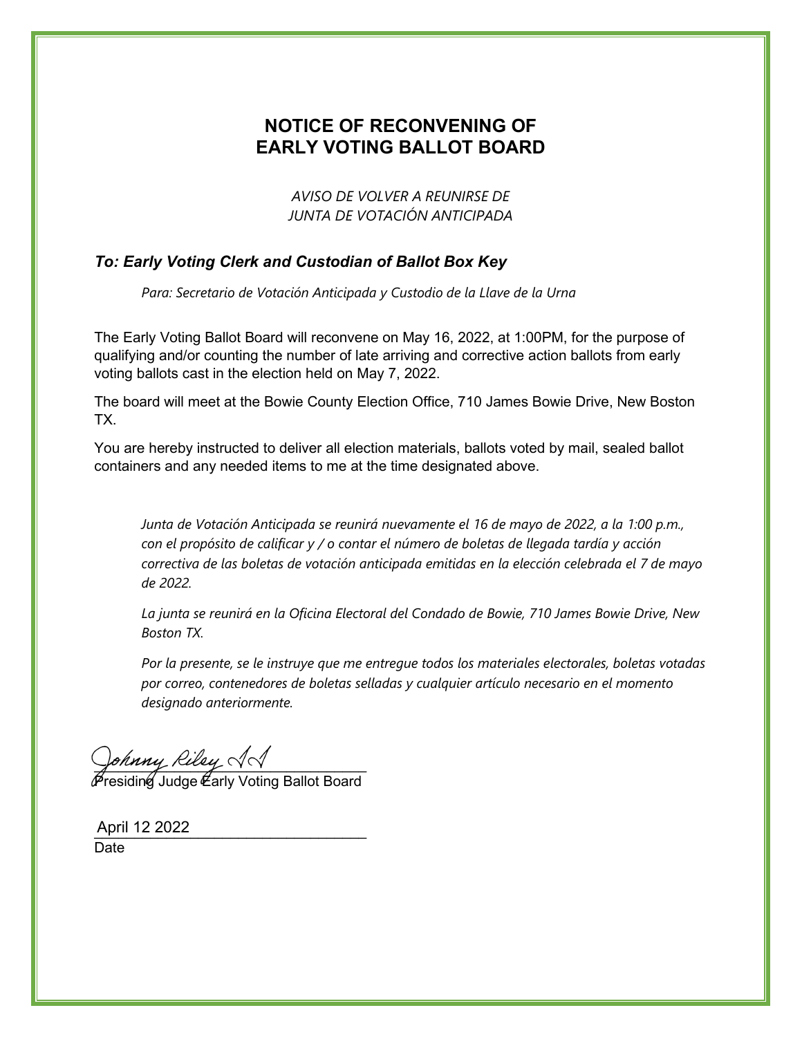# NOTICE OF RECONVENING OF EARLY VOTING BALLOT BOARD

*AVISO DE VOLVER A REUNIRSE DE*
*JUNTA DE VOTACIÓN ANTICIPADA*

***To: Early Voting Clerk and Custodian of Ballot Box Key***

*Para: Secretario de Votación Anticipada y Custodio de la Llave de la Urna*

The Early Voting Ballot Board will reconvene on May 16, 2022, at 1:00PM, for the purpose of qualifying and/or counting the number of late arriving and corrective action ballots from early voting ballots cast in the election held on May 7, 2022.

The board will meet at the Bowie County Election Office, 710 James Bowie Drive, New Boston TX.

You are hereby instructed to deliver all election materials, ballots voted by mail, sealed ballot containers and any needed items to me at the time designated above.

*Junta de Votación Anticipada se reunirá nuevamente el 16 de mayo de 2022, a la 1:00 p.m., con el propósito de calificar y / o contar el número de boletas de llegada tardía y acción correctiva de las boletas de votación anticipada emitidas en la elección celebrada el 7 de mayo de 2022.*

*La junta se reunirá en la Oficina Electoral del Condado de Bowie, 710 James Bowie Drive, New Boston TX.*

*Por la presente, se le instruye que me entregue todos los materiales electorales, boletas votadas por correo, contenedores de boletas selladas y cualquier artículo necesario en el momento designado anteriormente.*

Johnny Riley JJ
Presiding Judge Early Voting Ballot Board

April 12 2022
Date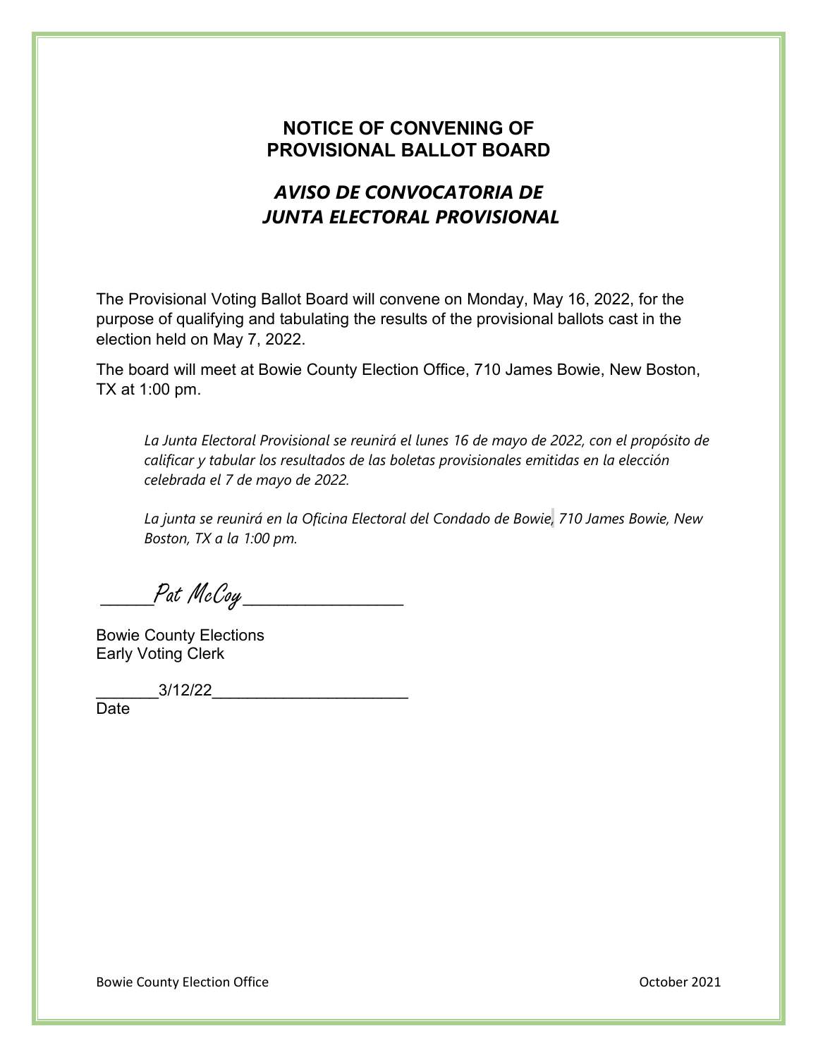## NOTICE OF CONVENING OF PROVISIONAL BALLOT BOARD

## *AVISO DE CONVOCATORIA DE JUNTA ELECTORAL PROVISIONAL*

The Provisional Voting Ballot Board will convene on Monday, May 16, 2022, for the purpose of qualifying and tabulating the results of the provisional ballots cast in the election held on May 7, 2022.

The board will meet at Bowie County Election Office, 710 James Bowie, New Boston, TX at 1:00 pm.

*La Junta Electoral Provisional se reunirá el lunes 16 de mayo de 2022, con el propósito de calificar y tabular los resultados de las boletas provisionales emitidas en la elección celebrada el 7 de mayo de 2022.*

*La junta se reunirá en la Oficina Electoral del Condado de Bowie, 710 James Bowie, New Boston, TX a la 1:00 pm.*

______Pat McCoy________________

Bowie County Elections
Early Voting Clerk

_______3/12/22______________________
Date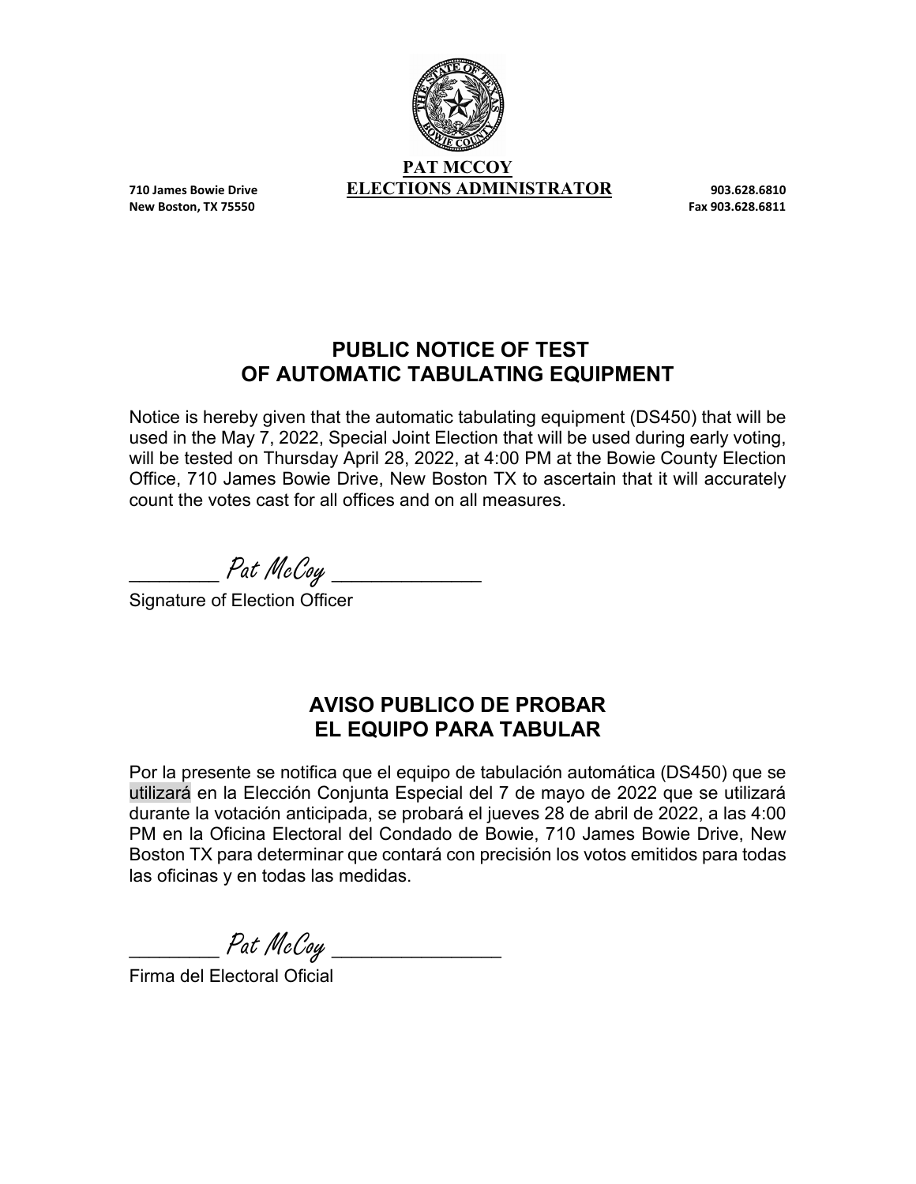**PAT MCCOY**
**ELECTIONS ADMINISTRATOR**

710 James Bowie Drive
New Boston, TX 75550

903.628.6810
Fax 903.628.6811

## PUBLIC NOTICE OF TEST OF AUTOMATIC TABULATING EQUIPMENT

Notice is hereby given that the automatic tabulating equipment (DS450) that will be used in the May 7, 2022, Special Joint Election that will be used during early voting, will be tested on Thursday April 28, 2022, at 4:00 PM at the Bowie County Election Office, 710 James Bowie Drive, New Boston TX to ascertain that it will accurately count the votes cast for all offices and on all measures.

________ *Pat McCoy* ____________
Signature of Election Officer

## AVISO PUBLICO DE PROBAR EL EQUIPO PARA TABULAR

Por la presente se notifica que el equipo de tabulación automática (DS450) que se utilizará en la Elección Conjunta Especial del 7 de mayo de 2022 que se utilizará durante la votación anticipada, se probará el jueves 28 de abril de 2022, a las 4:00 PM en la Oficina Electoral del Condado de Bowie, 710 James Bowie Drive, New Boston TX para determinar que contará con precisión los votos emitidos para todas las oficinas y en todas las medidas.

________ *Pat McCoy* ______________
Firma del Electoral Oficial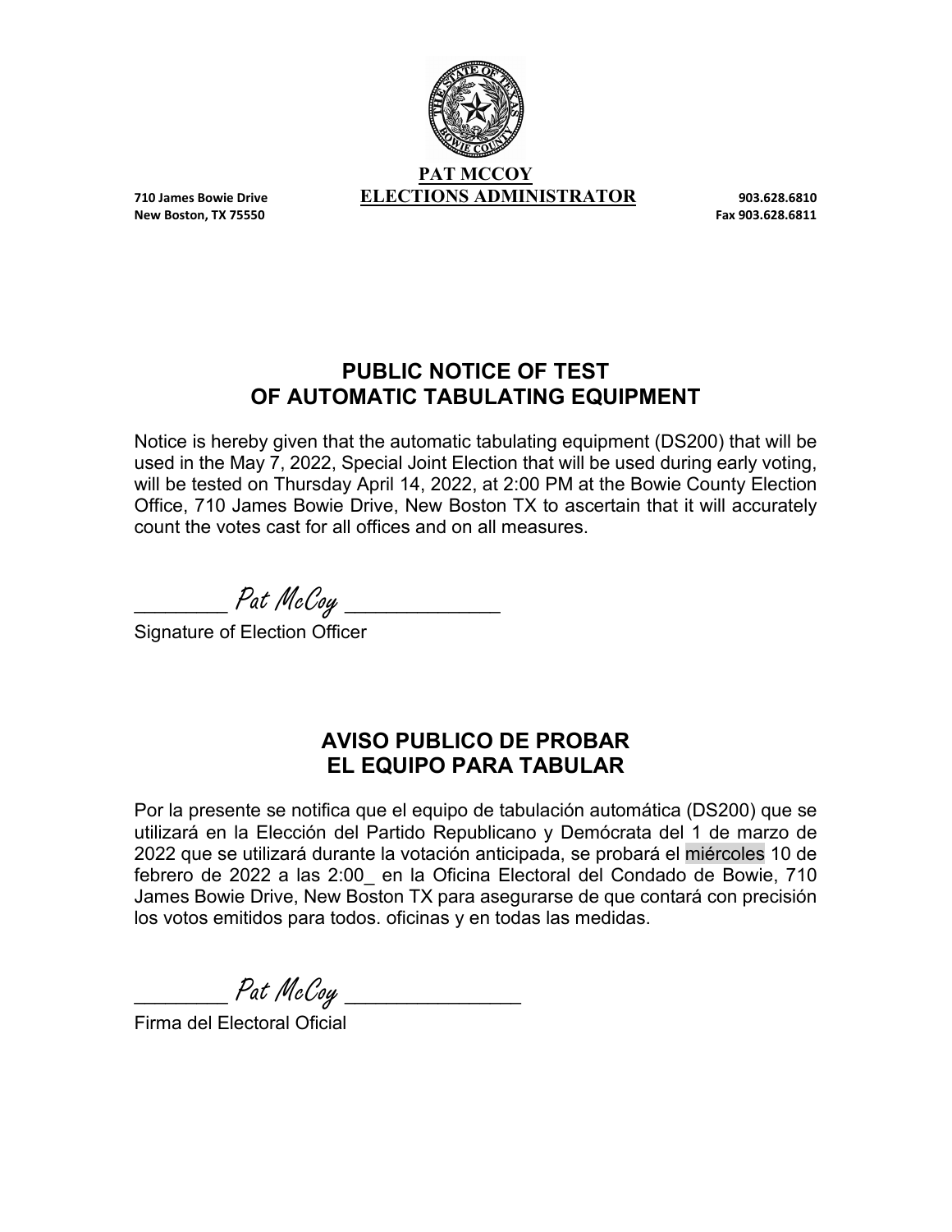**PAT MCCOY**

710 James Bowie Drive
New Boston, TX 75550

**ELECTIONS ADMINISTRATOR**

903.628.6810
Fax 903.628.6811

## PUBLIC NOTICE OF TEST OF AUTOMATIC TABULATING EQUIPMENT

Notice is hereby given that the automatic tabulating equipment (DS200) that will be used in the May 7, 2022, Special Joint Election that will be used during early voting, will be tested on Thursday April 14, 2022, at 2:00 PM at the Bowie County Election Office, 710 James Bowie Drive, New Boston TX to ascertain that it will accurately count the votes cast for all offices and on all measures.

_______ Pat McCoy ____________

Signature of Election Officer

## AVISO PUBLICO DE PROBAR EL EQUIPO PARA TABULAR

Por la presente se notifica que el equipo de tabulación automática (DS200) que se utilizará en la Elección del Partido Republicano y Demócrata del 1 de marzo de 2022 que se utilizará durante la votación anticipada, se probará el miércoles 10 de febrero de 2022 a las 2:00_ en la Oficina Electoral del Condado de Bowie, 710 James Bowie Drive, New Boston TX para asegurarse de que contará con precisión los votos emitidos para todos. oficinas y en todas las medidas.

_______ Pat McCoy ______________

Firma del Electoral Oficial